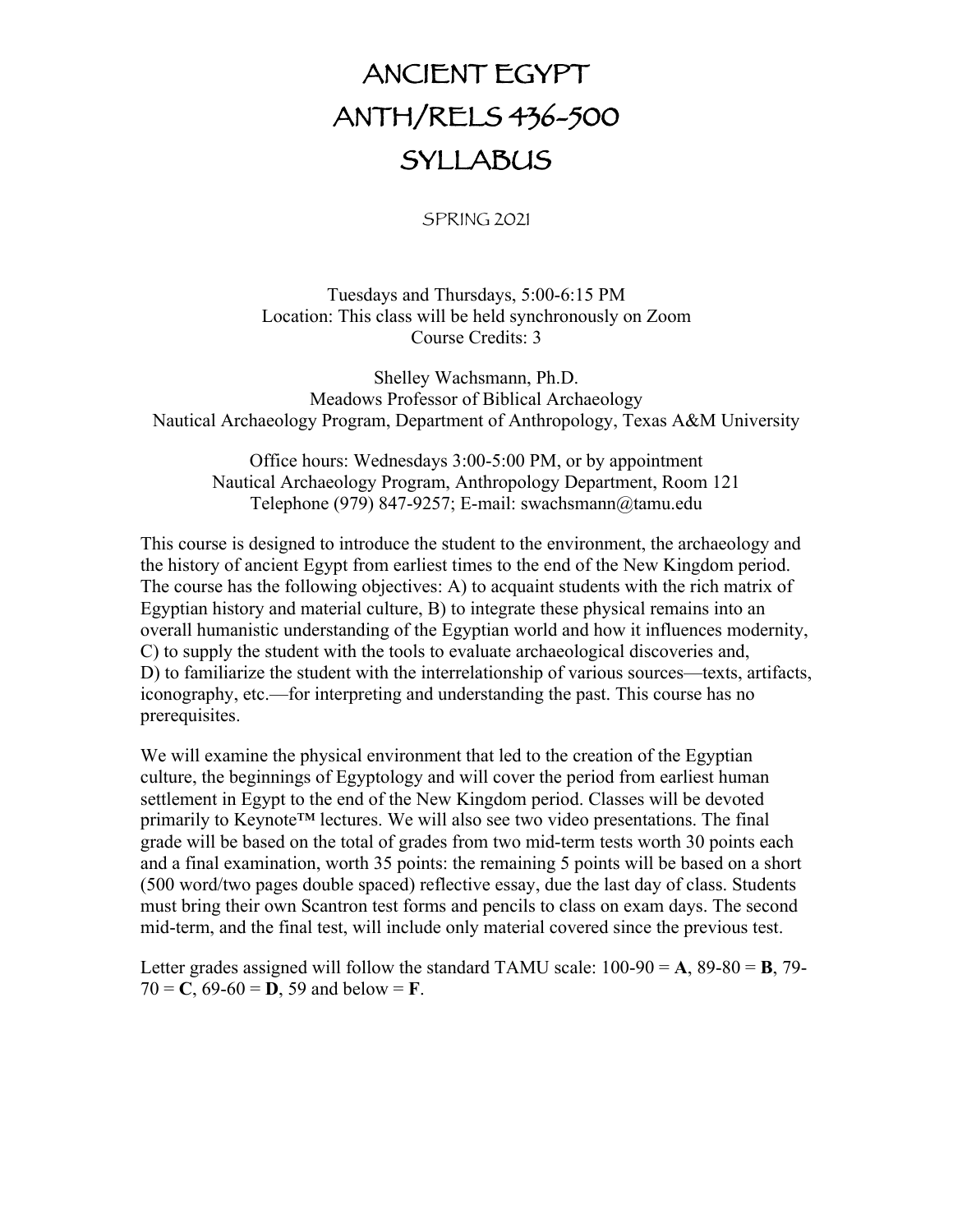# ANCIENT EGYPT
# ANTH/RELS 436-500
# SYLLABUS

SPRING 2021

Tuesdays and Thursdays, 5:00-6:15 PM
Location: This class will be held synchronously on Zoom
Course Credits: 3

Shelley Wachsmann, Ph.D.
Meadows Professor of Biblical Archaeology
Nautical Archaeology Program, Department of Anthropology, Texas A&M University

Office hours: Wednesdays 3:00-5:00 PM, or by appointment
Nautical Archaeology Program, Anthropology Department, Room 121
Telephone (979) 847-9257; E-mail: swachsmann@tamu.edu

This course is designed to introduce the student to the environment, the archaeology and the history of ancient Egypt from earliest times to the end of the New Kingdom period. The course has the following objectives: A) to acquaint students with the rich matrix of Egyptian history and material culture, B) to integrate these physical remains into an overall humanistic understanding of the Egyptian world and how it influences modernity, C) to supply the student with the tools to evaluate archaeological discoveries and, D) to familiarize the student with the interrelationship of various sources—texts, artifacts, iconography, etc.—for interpreting and understanding the past. This course has no prerequisites.

We will examine the physical environment that led to the creation of the Egyptian culture, the beginnings of Egyptology and will cover the period from earliest human settlement in Egypt to the end of the New Kingdom period. Classes will be devoted primarily to Keynote™ lectures. We will also see two video presentations. The final grade will be based on the total of grades from two mid-term tests worth 30 points each and a final examination, worth 35 points: the remaining 5 points will be based on a short (500 word/two pages double spaced) reflective essay, due the last day of class. Students must bring their own Scantron test forms and pencils to class on exam days. The second mid-term, and the final test, will include only material covered since the previous test.

Letter grades assigned will follow the standard TAMU scale: 100-90 = **A**, 89-80 = **B**, 79-70 = **C**, 69-60 = **D**, 59 and below = **F**.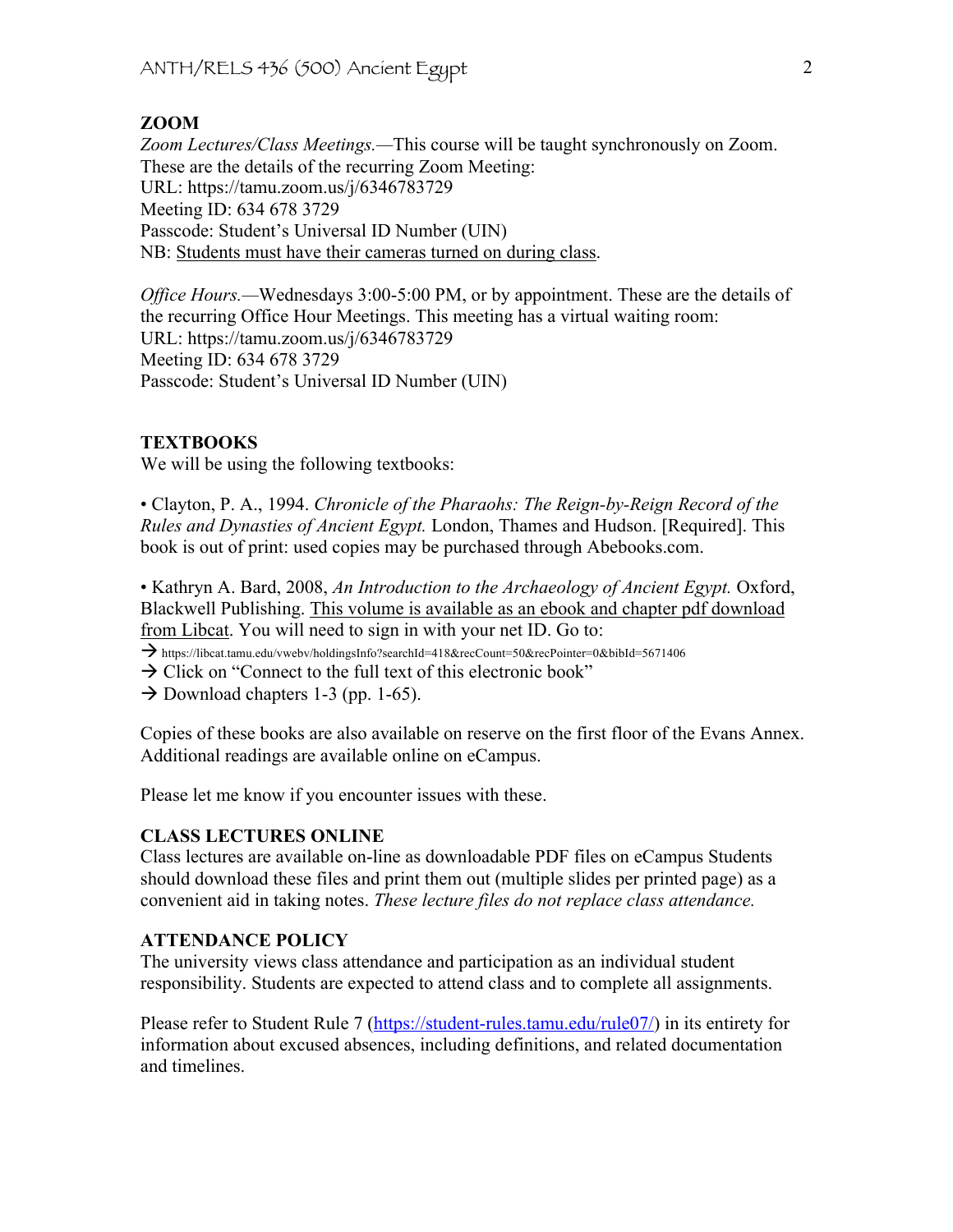## ZOOM

*Zoom Lectures/Class Meetings.*—This course will be taught synchronously on Zoom. These are the details of the recurring Zoom Meeting:
URL: https://tamu.zoom.us/j/6346783729
Meeting ID: 634 678 3729
Passcode: Student's Universal ID Number (UIN)
NB: Students must have their cameras turned on during class.

*Office Hours.*—Wednesdays 3:00-5:00 PM, or by appointment. These are the details of the recurring Office Hour Meetings. This meeting has a virtual waiting room:
URL: https://tamu.zoom.us/j/6346783729
Meeting ID: 634 678 3729
Passcode: Student's Universal ID Number (UIN)

## TEXTBOOKS

We will be using the following textbooks:

• Clayton, P. A., 1994. *Chronicle of the Pharaohs: The Reign-by-Reign Record of the Rules and Dynasties of Ancient Egypt.* London, Thames and Hudson. [Required]. This book is out of print: used copies may be purchased through Abebooks.com.

• Kathryn A. Bard, 2008, *An Introduction to the Archaeology of Ancient Egypt.* Oxford, Blackwell Publishing. This volume is available as an ebook and chapter pdf download from Libcat. You will need to sign in with your net ID. Go to:

→ https://libcat.tamu.edu/vwebv/holdingsInfo?searchId=418&recCount=50&recPointer=0&bibId=5671406
→ Click on "Connect to the full text of this electronic book"
→ Download chapters 1-3 (pp. 1-65).

Copies of these books are also available on reserve on the first floor of the Evans Annex. Additional readings are available online on eCampus.

Please let me know if you encounter issues with these.

## CLASS LECTURES ONLINE

Class lectures are available on-line as downloadable PDF files on eCampus Students should download these files and print them out (multiple slides per printed page) as a convenient aid in taking notes. *These lecture files do not replace class attendance.*

## ATTENDANCE POLICY

The university views class attendance and participation as an individual student responsibility. Students are expected to attend class and to complete all assignments.

Please refer to Student Rule 7 (https://student-rules.tamu.edu/rule07/) in its entirety for information about excused absences, including definitions, and related documentation and timelines.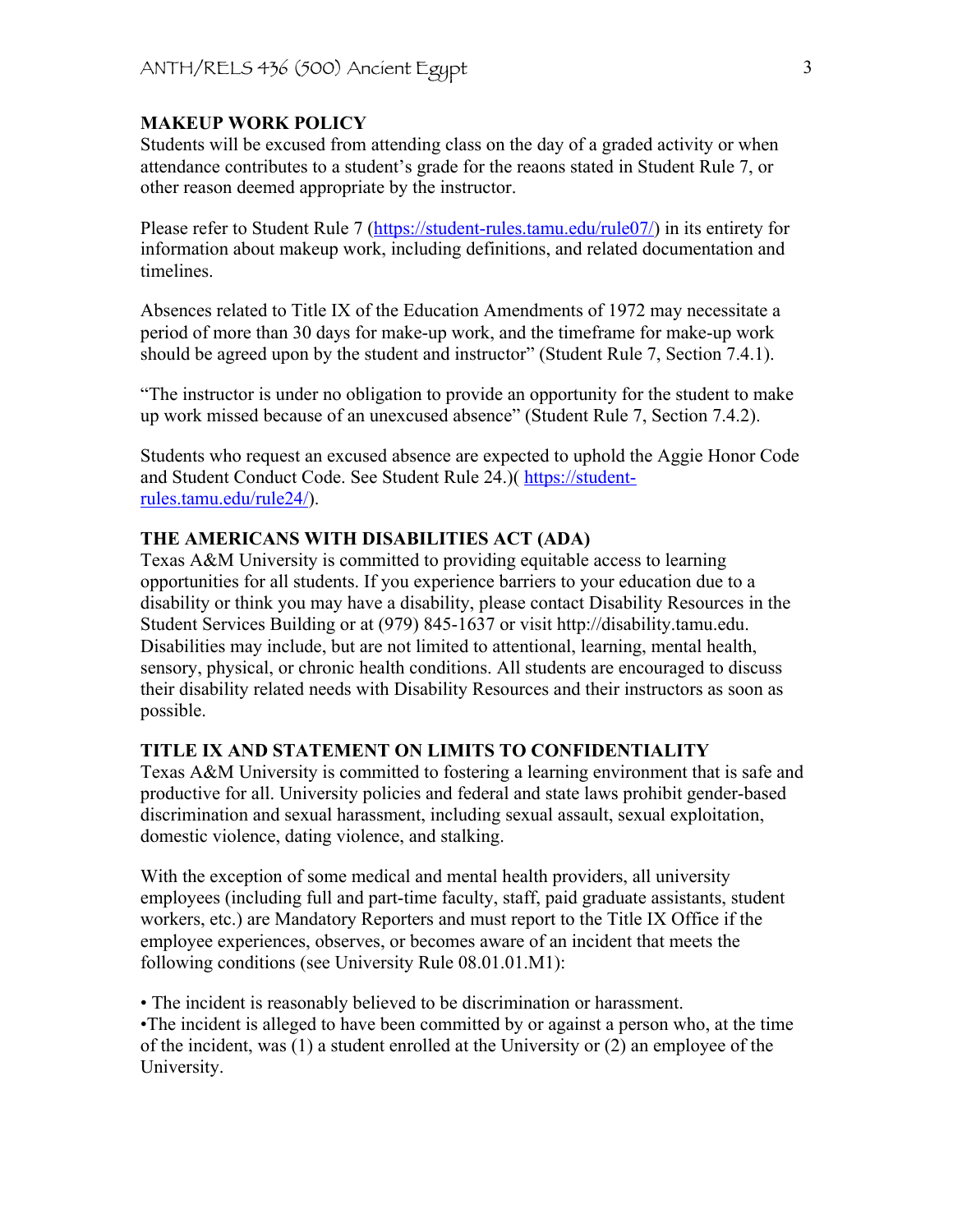## MAKEUP WORK POLICY

Students will be excused from attending class on the day of a graded activity or when attendance contributes to a student's grade for the reaons stated in Student Rule 7, or other reason deemed appropriate by the instructor.

Please refer to Student Rule 7 (https://student-rules.tamu.edu/rule07/) in its entirety for information about makeup work, including definitions, and related documentation and timelines.

Absences related to Title IX of the Education Amendments of 1972 may necessitate a period of more than 30 days for make-up work, and the timeframe for make-up work should be agreed upon by the student and instructor" (Student Rule 7, Section 7.4.1).

"The instructor is under no obligation to provide an opportunity for the student to make up work missed because of an unexcused absence" (Student Rule 7, Section 7.4.2).

Students who request an excused absence are expected to uphold the Aggie Honor Code and Student Conduct Code. See Student Rule 24.)( https://student-rules.tamu.edu/rule24/).

## THE AMERICANS WITH DISABILITIES ACT (ADA)

Texas A&M University is committed to providing equitable access to learning opportunities for all students. If you experience barriers to your education due to a disability or think you may have a disability, please contact Disability Resources in the Student Services Building or at (979) 845-1637 or visit http://disability.tamu.edu. Disabilities may include, but are not limited to attentional, learning, mental health, sensory, physical, or chronic health conditions. All students are encouraged to discuss their disability related needs with Disability Resources and their instructors as soon as possible.

## TITLE IX AND STATEMENT ON LIMITS TO CONFIDENTIALITY

Texas A&M University is committed to fostering a learning environment that is safe and productive for all. University policies and federal and state laws prohibit gender-based discrimination and sexual harassment, including sexual assault, sexual exploitation, domestic violence, dating violence, and stalking.

With the exception of some medical and mental health providers, all university employees (including full and part-time faculty, staff, paid graduate assistants, student workers, etc.) are Mandatory Reporters and must report to the Title IX Office if the employee experiences, observes, or becomes aware of an incident that meets the following conditions (see University Rule 08.01.01.M1):

- The incident is reasonably believed to be discrimination or harassment.
- The incident is alleged to have been committed by or against a person who, at the time of the incident, was (1) a student enrolled at the University or (2) an employee of the University.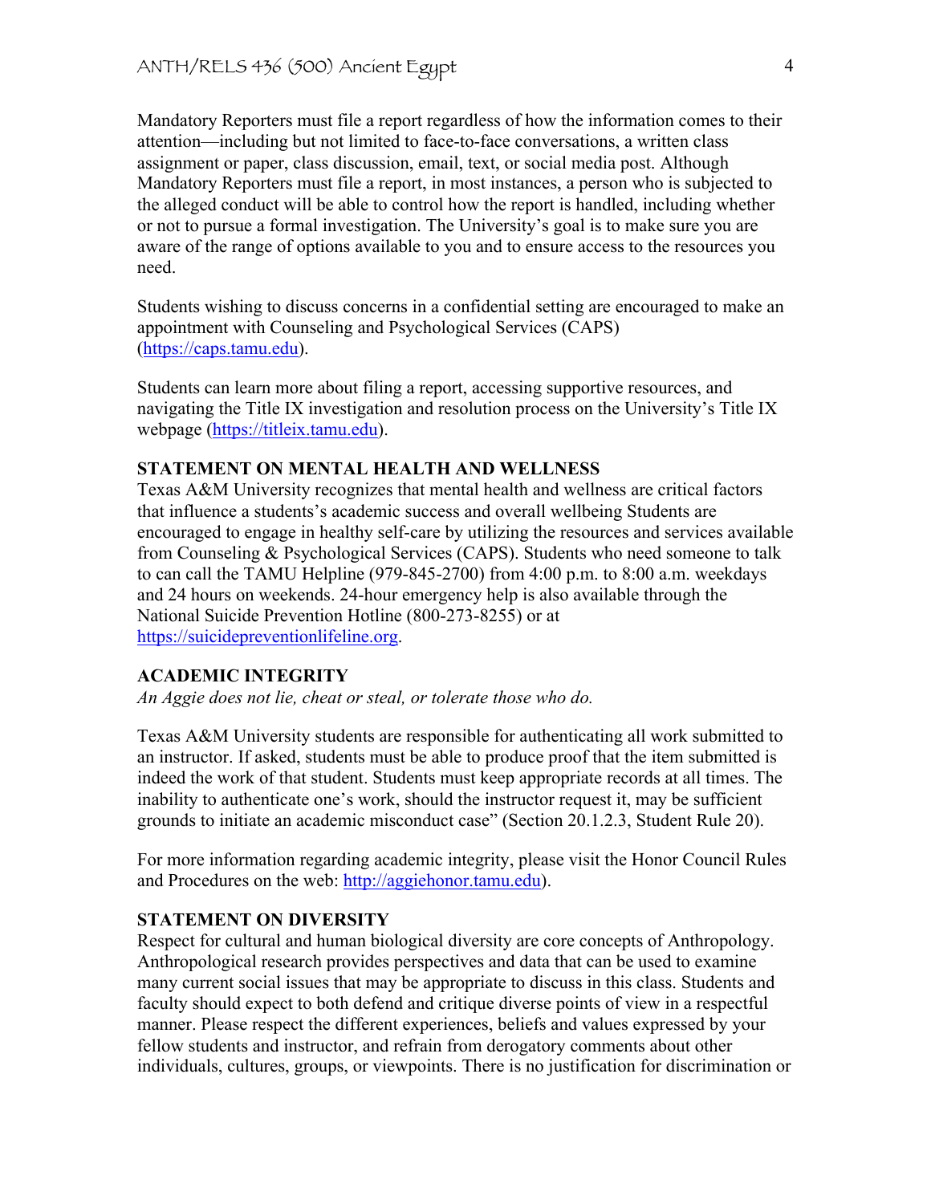Mandatory Reporters must file a report regardless of how the information comes to their attention—including but not limited to face-to-face conversations, a written class assignment or paper, class discussion, email, text, or social media post. Although Mandatory Reporters must file a report, in most instances, a person who is subjected to the alleged conduct will be able to control how the report is handled, including whether or not to pursue a formal investigation. The University's goal is to make sure you are aware of the range of options available to you and to ensure access to the resources you need.

Students wishing to discuss concerns in a confidential setting are encouraged to make an appointment with Counseling and Psychological Services (CAPS) (https://caps.tamu.edu).

Students can learn more about filing a report, accessing supportive resources, and navigating the Title IX investigation and resolution process on the University's Title IX webpage (https://titleix.tamu.edu).

**STATEMENT ON MENTAL HEALTH AND WELLNESS**

Texas A&M University recognizes that mental health and wellness are critical factors that influence a students's academic success and overall wellbeing Students are encouraged to engage in healthy self-care by utilizing the resources and services available from Counseling & Psychological Services (CAPS). Students who need someone to talk to can call the TAMU Helpline (979-845-2700) from 4:00 p.m. to 8:00 a.m. weekdays and 24 hours on weekends. 24-hour emergency help is also available through the National Suicide Prevention Hotline (800-273-8255) or at https://suicidepreventionlifeline.org.

**ACADEMIC INTEGRITY**

*An Aggie does not lie, cheat or steal, or tolerate those who do.*

Texas A&M University students are responsible for authenticating all work submitted to an instructor. If asked, students must be able to produce proof that the item submitted is indeed the work of that student. Students must keep appropriate records at all times. The inability to authenticate one's work, should the instructor request it, may be sufficient grounds to initiate an academic misconduct case" (Section 20.1.2.3, Student Rule 20).

For more information regarding academic integrity, please visit the Honor Council Rules and Procedures on the web: http://aggiehonor.tamu.edu).

**STATEMENT ON DIVERSITY**

Respect for cultural and human biological diversity are core concepts of Anthropology. Anthropological research provides perspectives and data that can be used to examine many current social issues that may be appropriate to discuss in this class. Students and faculty should expect to both defend and critique diverse points of view in a respectful manner. Please respect the different experiences, beliefs and values expressed by your fellow students and instructor, and refrain from derogatory comments about other individuals, cultures, groups, or viewpoints. There is no justification for discrimination or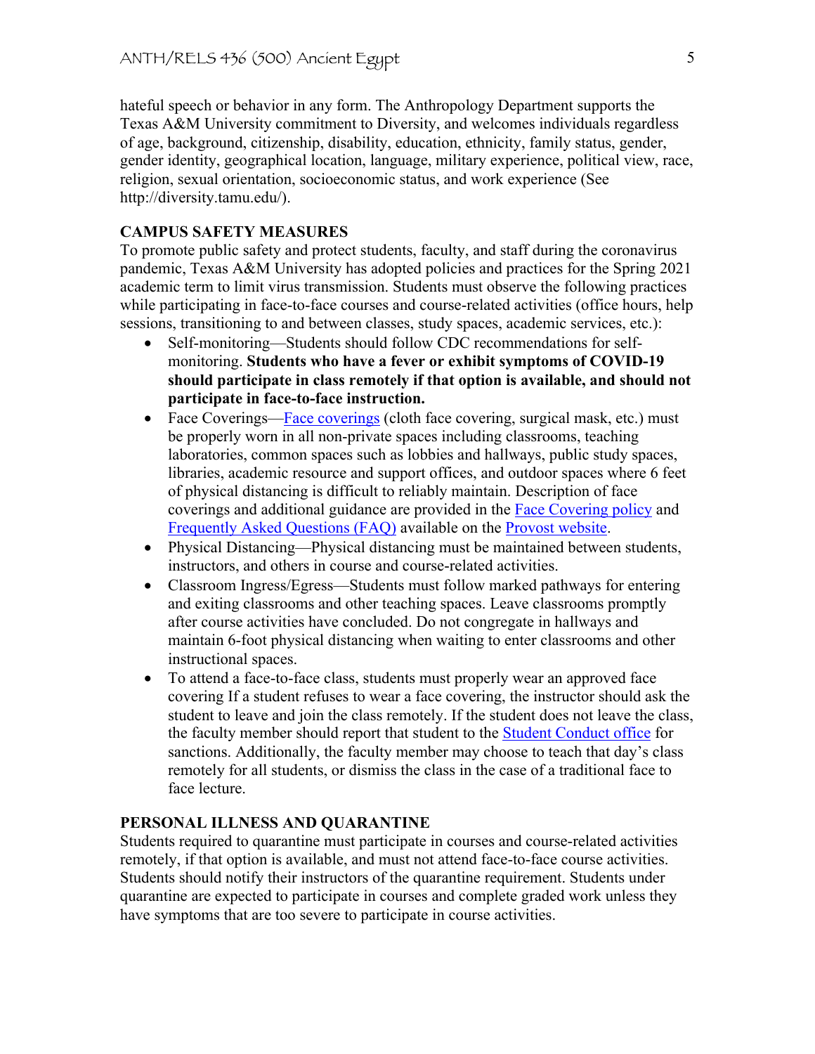hateful speech or behavior in any form. The Anthropology Department supports the Texas A&M University commitment to Diversity, and welcomes individuals regardless of age, background, citizenship, disability, education, ethnicity, family status, gender, gender identity, geographical location, language, military experience, political view, race, religion, sexual orientation, socioeconomic status, and work experience (See http://diversity.tamu.edu/).

### CAMPUS SAFETY MEASURES

To promote public safety and protect students, faculty, and staff during the coronavirus pandemic, Texas A&M University has adopted policies and practices for the Spring 2021 academic term to limit virus transmission. Students must observe the following practices while participating in face-to-face courses and course-related activities (office hours, help sessions, transitioning to and between classes, study spaces, academic services, etc.):

- Self-monitoring—Students should follow CDC recommendations for self-monitoring. **Students who have a fever or exhibit symptoms of COVID-19 should participate in class remotely if that option is available, and should not participate in face-to-face instruction.**
- Face Coverings—Face coverings (cloth face covering, surgical mask, etc.) must be properly worn in all non-private spaces including classrooms, teaching laboratories, common spaces such as lobbies and hallways, public study spaces, libraries, academic resource and support offices, and outdoor spaces where 6 feet of physical distancing is difficult to reliably maintain. Description of face coverings and additional guidance are provided in the Face Covering policy and Frequently Asked Questions (FAQ) available on the Provost website.
- Physical Distancing—Physical distancing must be maintained between students, instructors, and others in course and course-related activities.
- Classroom Ingress/Egress—Students must follow marked pathways for entering and exiting classrooms and other teaching spaces. Leave classrooms promptly after course activities have concluded. Do not congregate in hallways and maintain 6-foot physical distancing when waiting to enter classrooms and other instructional spaces.
- To attend a face-to-face class, students must properly wear an approved face covering If a student refuses to wear a face covering, the instructor should ask the student to leave and join the class remotely. If the student does not leave the class, the faculty member should report that student to the Student Conduct office for sanctions. Additionally, the faculty member may choose to teach that day's class remotely for all students, or dismiss the class in the case of a traditional face to face lecture.

### PERSONAL ILLNESS AND QUARANTINE

Students required to quarantine must participate in courses and course-related activities remotely, if that option is available, and must not attend face-to-face course activities. Students should notify their instructors of the quarantine requirement. Students under quarantine are expected to participate in courses and complete graded work unless they have symptoms that are too severe to participate in course activities.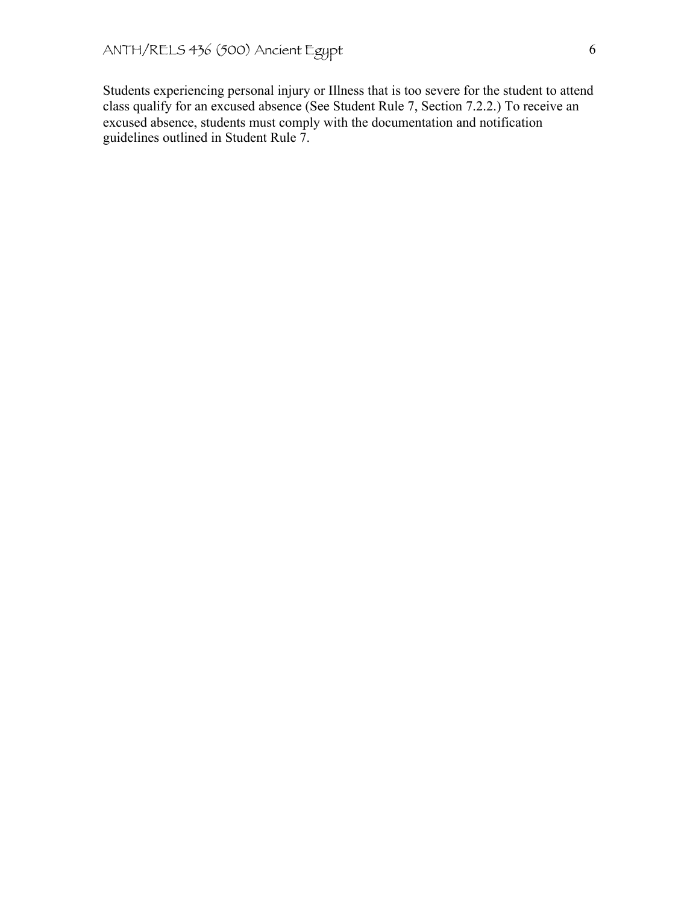Students experiencing personal injury or Illness that is too severe for the student to attend class qualify for an excused absence (See Student Rule 7, Section 7.2.2.) To receive an excused absence, students must comply with the documentation and notification guidelines outlined in Student Rule 7.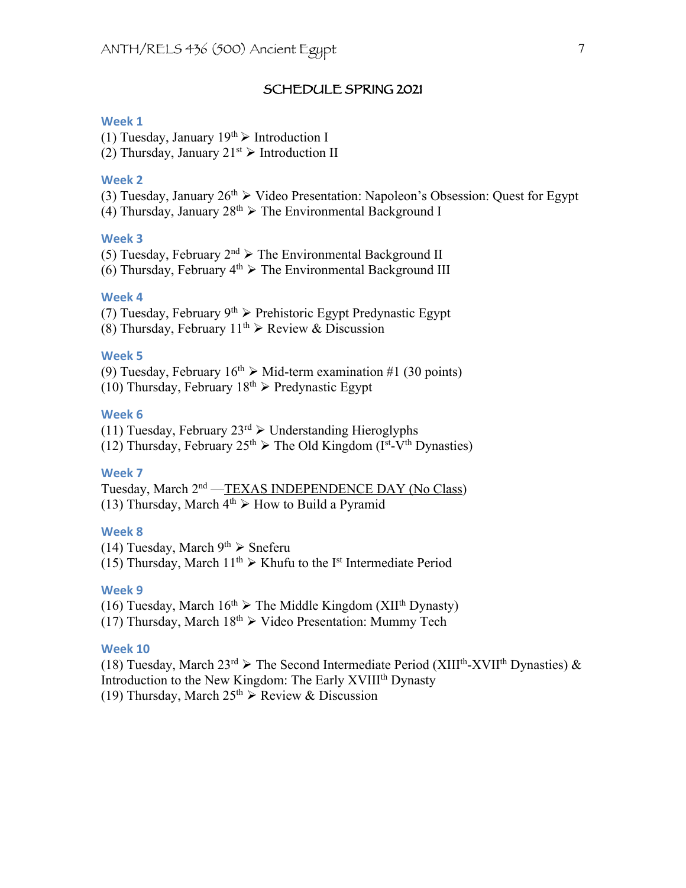## SCHEDULE SPRING 2021

### Week 1

(1) Tuesday, January 19th ➢ Introduction I
(2) Thursday, January 21st ➢ Introduction II

### Week 2

(3) Tuesday, January 26th ➢ Video Presentation: Napoleon's Obsession: Quest for Egypt
(4) Thursday, January 28th ➢ The Environmental Background I

### Week 3

(5) Tuesday, February 2nd ➢ The Environmental Background II
(6) Thursday, February 4th ➢ The Environmental Background III

### Week 4

(7) Tuesday, February 9th ➢ Prehistoric Egypt Predynastic Egypt
(8) Thursday, February 11th ➢ Review & Discussion

### Week 5

(9) Tuesday, February 16th ➢ Mid-term examination #1 (30 points)
(10) Thursday, February 18th ➢ Predynastic Egypt

### Week 6

(11) Tuesday, February 23rd ➢ Understanding Hieroglyphs
(12) Thursday, February 25th ➢ The Old Kingdom (Ist-Vth Dynasties)

### Week 7

Tuesday, March 2nd —TEXAS INDEPENDENCE DAY (No Class)
(13) Thursday, March 4th ➢ How to Build a Pyramid

### Week 8

(14) Tuesday, March 9th ➢ Sneferu
(15) Thursday, March 11th ➢ Khufu to the Ist Intermediate Period

### Week 9

(16) Tuesday, March 16th ➢ The Middle Kingdom (XIIth Dynasty)
(17) Thursday, March 18th ➢ Video Presentation: Mummy Tech

### Week 10

(18) Tuesday, March 23rd ➢ The Second Intermediate Period (XIIIth-XVIIth Dynasties) & Introduction to the New Kingdom: The Early XVIIIth Dynasty
(19) Thursday, March 25th ➢ Review & Discussion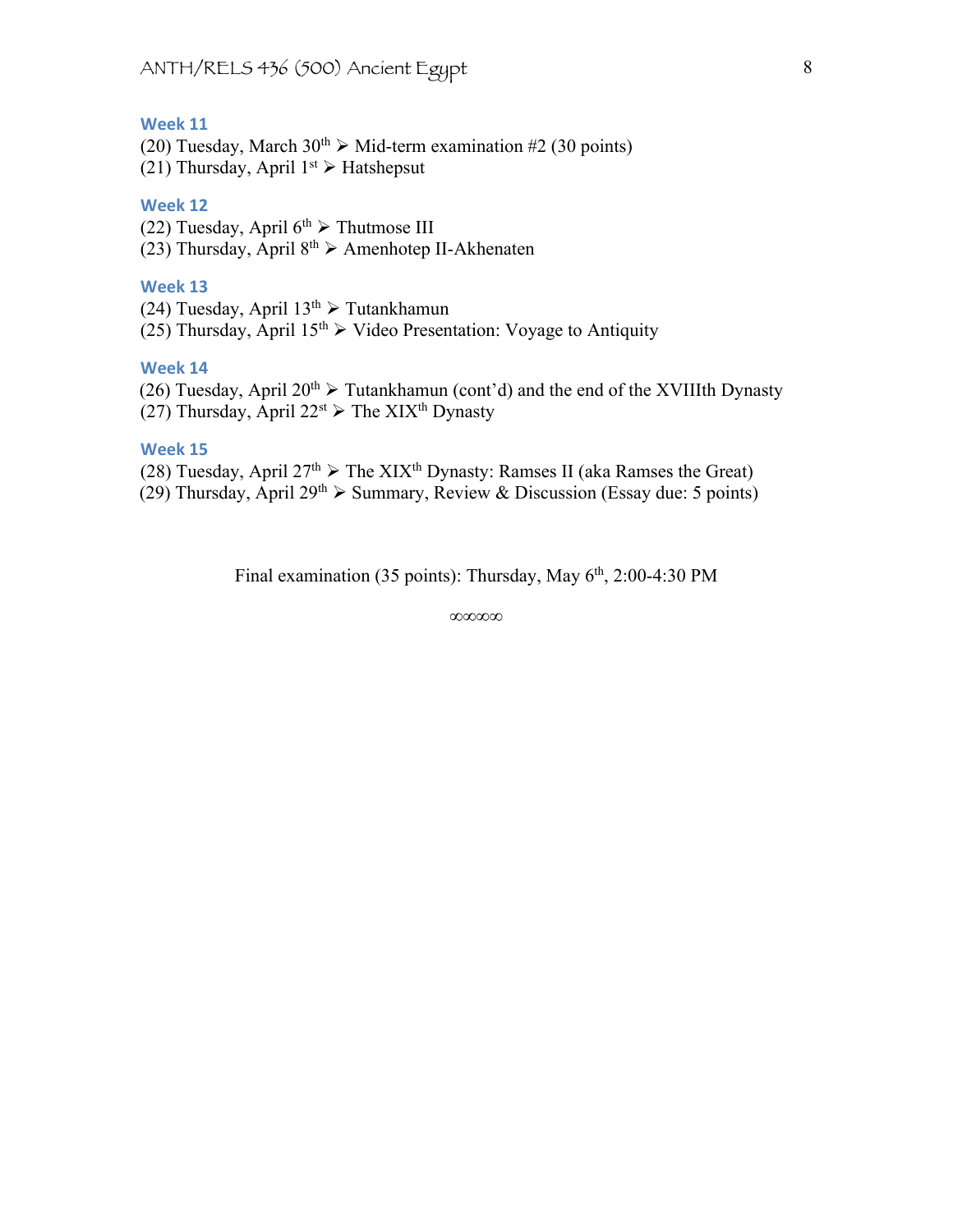### Week 11

(20) Tuesday, March 30th ➢ Mid-term examination #2 (30 points)
(21) Thursday, April 1st ➢ Hatshepsut

### Week 12

(22) Tuesday, April 6th ➢ Thutmose III
(23) Thursday, April 8th ➢ Amenhotep II-Akhenaten

### Week 13

(24) Tuesday, April 13th ➢ Tutankhamun
(25) Thursday, April 15th ➢ Video Presentation: Voyage to Antiquity

### Week 14

(26) Tuesday, April 20th ➢ Tutankhamun (cont'd) and the end of the XVIIIth Dynasty
(27) Thursday, April 22st ➢ The XIXth Dynasty

### Week 15

(28) Tuesday, April 27th ➢ The XIXth Dynasty: Ramses II (aka Ramses the Great)
(29) Thursday, April 29th ➢ Summary, Review & Discussion (Essay due: 5 points)

Final examination (35 points): Thursday, May 6th, 2:00-4:30 PM

∞∞∞∞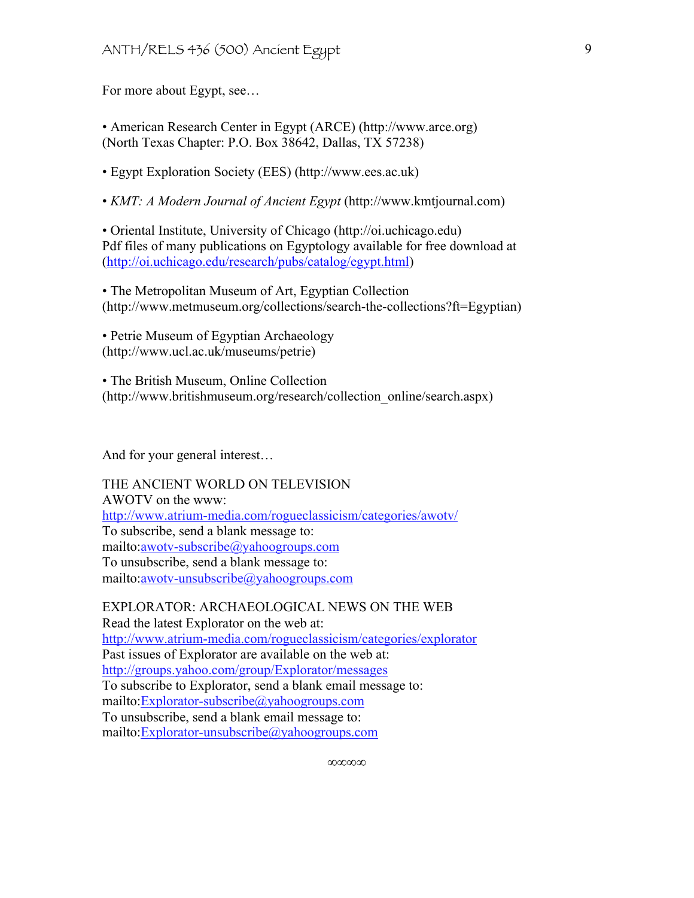For more about Egypt, see…

• American Research Center in Egypt (ARCE) (http://www.arce.org)
(North Texas Chapter: P.O. Box 38642, Dallas, TX 57238)

• Egypt Exploration Society (EES) (http://www.ees.ac.uk)

• *KMT: A Modern Journal of Ancient Egypt* (http://www.kmtjournal.com)

• Oriental Institute, University of Chicago (http://oi.uchicago.edu)
Pdf files of many publications on Egyptology available for free download at (http://oi.uchicago.edu/research/pubs/catalog/egypt.html)

• The Metropolitan Museum of Art, Egyptian Collection
(http://www.metmuseum.org/collections/search-the-collections?ft=Egyptian)

• Petrie Museum of Egyptian Archaeology
(http://www.ucl.ac.uk/museums/petrie)

• The British Museum, Online Collection
(http://www.britishmuseum.org/research/collection_online/search.aspx)

And for your general interest…

THE ANCIENT WORLD ON TELEVISION
AWOTV on the www:
http://www.atrium-media.com/rogueclassicism/categories/awotv/
To subscribe, send a blank message to:
mailto:awotv-subscribe@yahoogroups.com
To unsubscribe, send a blank message to:
mailto:awotv-unsubscribe@yahoogroups.com

EXPLORATOR: ARCHAEOLOGICAL NEWS ON THE WEB
Read the latest Explorator on the web at:
http://www.atrium-media.com/rogueclassicism/categories/explorator
Past issues of Explorator are available on the web at:
http://groups.yahoo.com/group/Explorator/messages
To subscribe to Explorator, send a blank email message to:
mailto:Explorator-subscribe@yahoogroups.com
To unsubscribe, send a blank email message to:
mailto:Explorator-unsubscribe@yahoogroups.com

∞∞∞∞